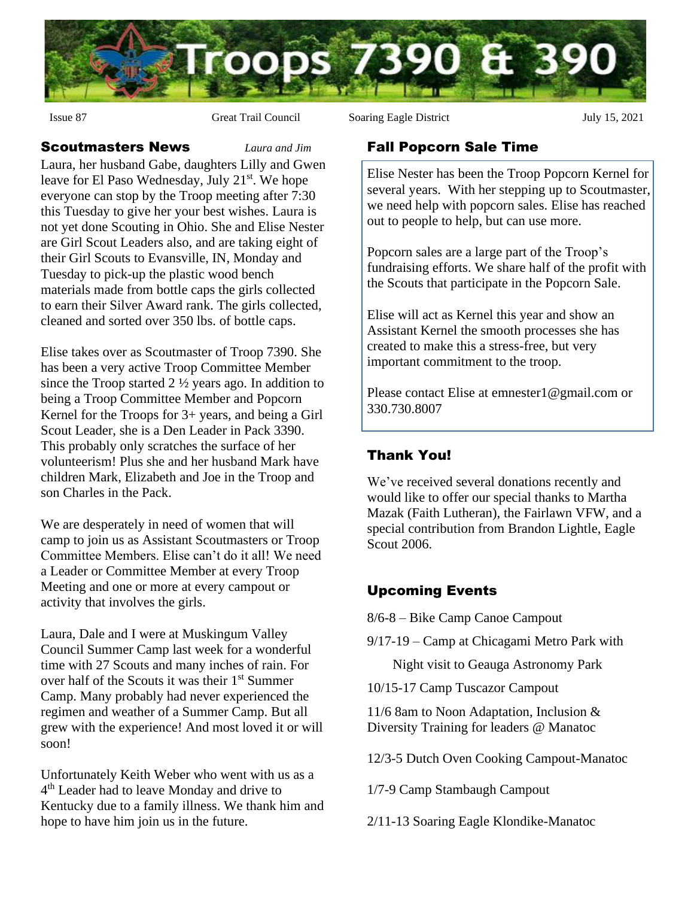# Troops 7390 & 390

Issue 87 | Great Trail Council | Soaring Eagle District | July 15, 2021

## Scoutmasters News

*Laura and Jim*

Laura, her husband Gabe, daughters Lilly and Gwen leave for El Paso Wednesday, July 21st. We hope everyone can stop by the Troop meeting after 7:30 this Tuesday to give her your best wishes. Laura is not yet done Scouting in Ohio. She and Elise Nester are Girl Scout Leaders also, and are taking eight of their Girl Scouts to Evansville, IN, Monday and Tuesday to pick-up the plastic wood bench materials made from bottle caps the girls collected to earn their Silver Award rank. The girls collected, cleaned and sorted over 350 lbs. of bottle caps.

Elise takes over as Scoutmaster of Troop 7390. She has been a very active Troop Committee Member since the Troop started 2 ½ years ago. In addition to being a Troop Committee Member and Popcorn Kernel for the Troops for 3+ years, and being a Girl Scout Leader, she is a Den Leader in Pack 3390. This probably only scratches the surface of her volunteerism! Plus she and her husband Mark have children Mark, Elizabeth and Joe in the Troop and son Charles in the Pack.

We are desperately in need of women that will camp to join us as Assistant Scoutmasters or Troop Committee Members. Elise can't do it all! We need a Leader or Committee Member at every Troop Meeting and one or more at every campout or activity that involves the girls.

Laura, Dale and I were at Muskingum Valley Council Summer Camp last week for a wonderful time with 27 Scouts and many inches of rain. For over half of the Scouts it was their 1st Summer Camp. Many probably had never experienced the regimen and weather of a Summer Camp. But all grew with the experience! And most loved it or will soon!

Unfortunately Keith Weber who went with us as a 4th Leader had to leave Monday and drive to Kentucky due to a family illness. We thank him and hope to have him join us in the future.

## Fall Popcorn Sale Time

Elise Nester has been the Troop Popcorn Kernel for several years. With her stepping up to Scoutmaster, we need help with popcorn sales. Elise has reached out to people to help, but can use more.

Popcorn sales are a large part of the Troop's fundraising efforts. We share half of the profit with the Scouts that participate in the Popcorn Sale.

Elise will act as Kernel this year and show an Assistant Kernel the smooth processes she has created to make this a stress-free, but very important commitment to the troop.

Please contact Elise at emnester1@gmail.com or 330.730.8007

## Thank You!

We've received several donations recently and would like to offer our special thanks to Martha Mazak (Faith Lutheran), the Fairlawn VFW, and a special contribution from Brandon Lightle, Eagle Scout 2006.

## Upcoming Events

8/6-8 – Bike Camp Canoe Campout

9/17-19 – Camp at Chicagami Metro Park with Night visit to Geauga Astronomy Park

10/15-17 Camp Tuscazor Campout

11/6 8am to Noon Adaptation, Inclusion & Diversity Training for leaders @ Manatoc

12/3-5 Dutch Oven Cooking Campout-Manatoc

1/7-9 Camp Stambaugh Campout

2/11-13 Soaring Eagle Klondike-Manatoc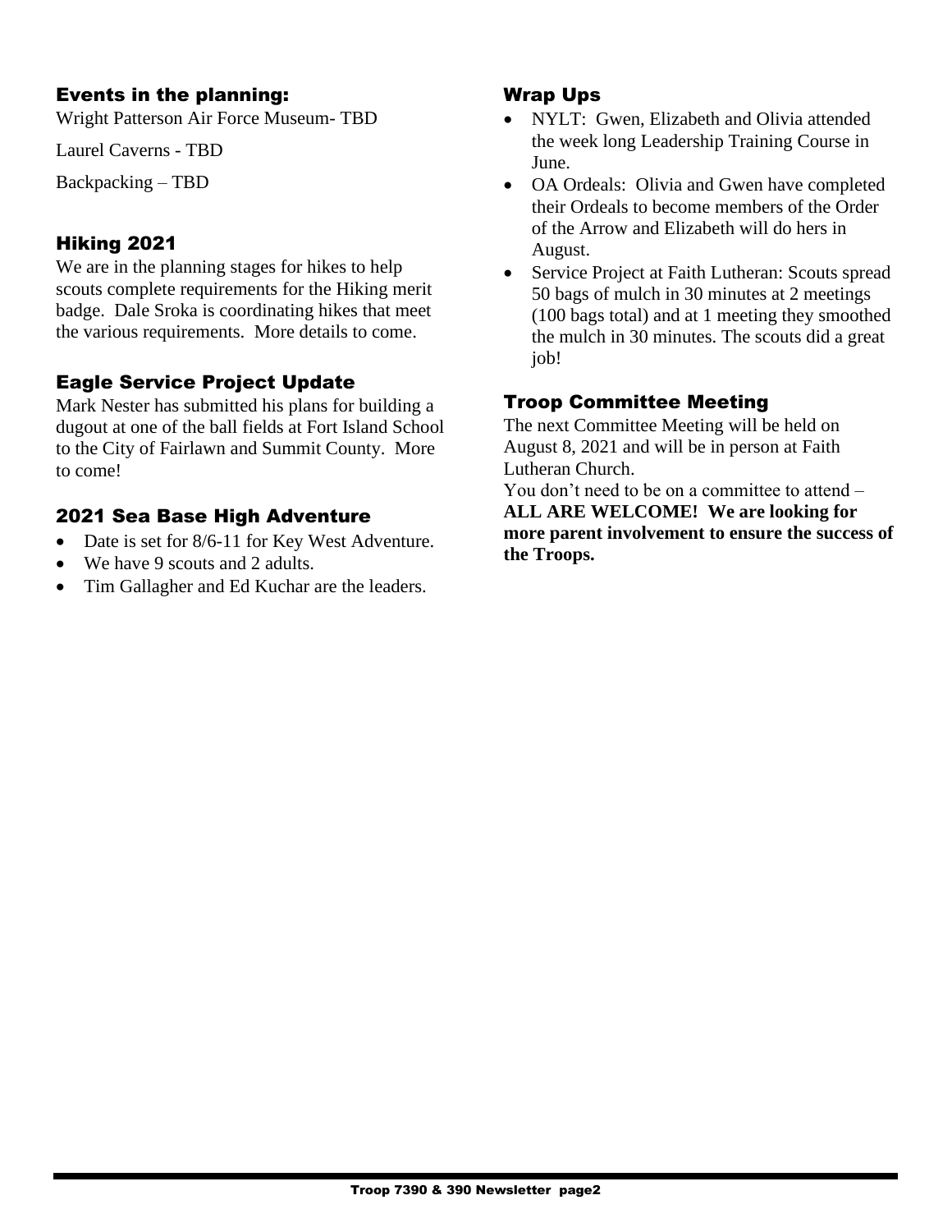## Events in the planning:

Wright Patterson Air Force Museum- TBD

Laurel Caverns - TBD

Backpacking – TBD

## Hiking 2021

We are in the planning stages for hikes to help scouts complete requirements for the Hiking merit badge. Dale Sroka is coordinating hikes that meet the various requirements. More details to come.

## Eagle Service Project Update

Mark Nester has submitted his plans for building a dugout at one of the ball fields at Fort Island School to the City of Fairlawn and Summit County. More to come!

## 2021 Sea Base High Adventure

- Date is set for 8/6-11 for Key West Adventure.
- We have 9 scouts and 2 adults.
- Tim Gallagher and Ed Kuchar are the leaders.

## Wrap Ups

- NYLT: Gwen, Elizabeth and Olivia attended the week long Leadership Training Course in June.
- OA Ordeals: Olivia and Gwen have completed their Ordeals to become members of the Order of the Arrow and Elizabeth will do hers in August.
- Service Project at Faith Lutheran: Scouts spread 50 bags of mulch in 30 minutes at 2 meetings (100 bags total) and at 1 meeting they smoothed the mulch in 30 minutes. The scouts did a great job!

## Troop Committee Meeting

The next Committee Meeting will be held on August 8, 2021 and will be in person at Faith Lutheran Church.

You don't need to be on a committee to attend – **ALL ARE WELCOME! We are looking for more parent involvement to ensure the success of the Troops.**